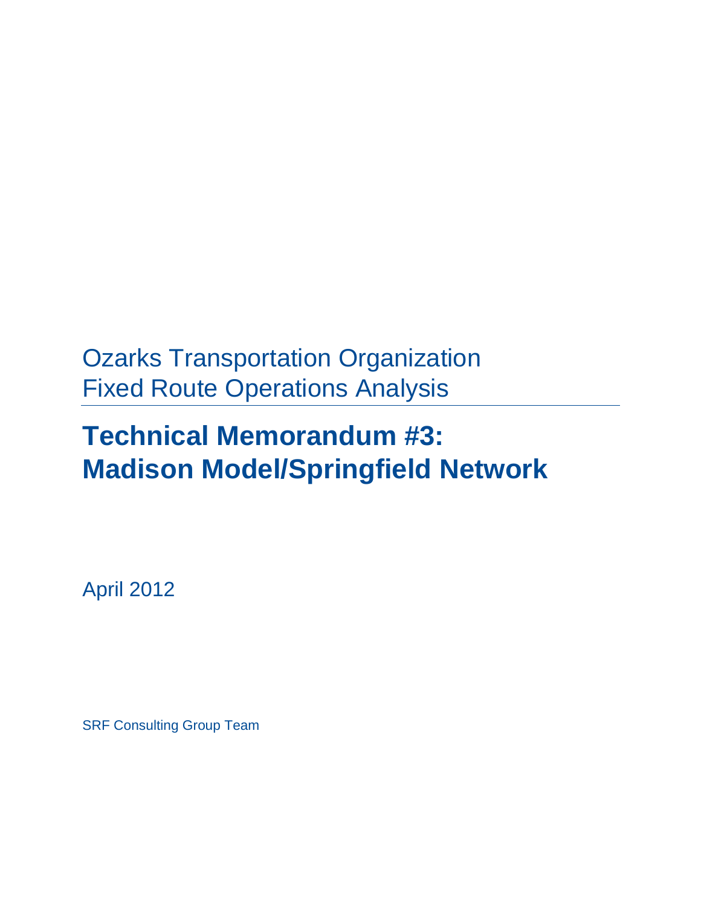Ozarks Transportation Organization
Fixed Route Operations Analysis

# Technical Memorandum #3: Madison Model/Springfield Network

April 2012

SRF Consulting Group Team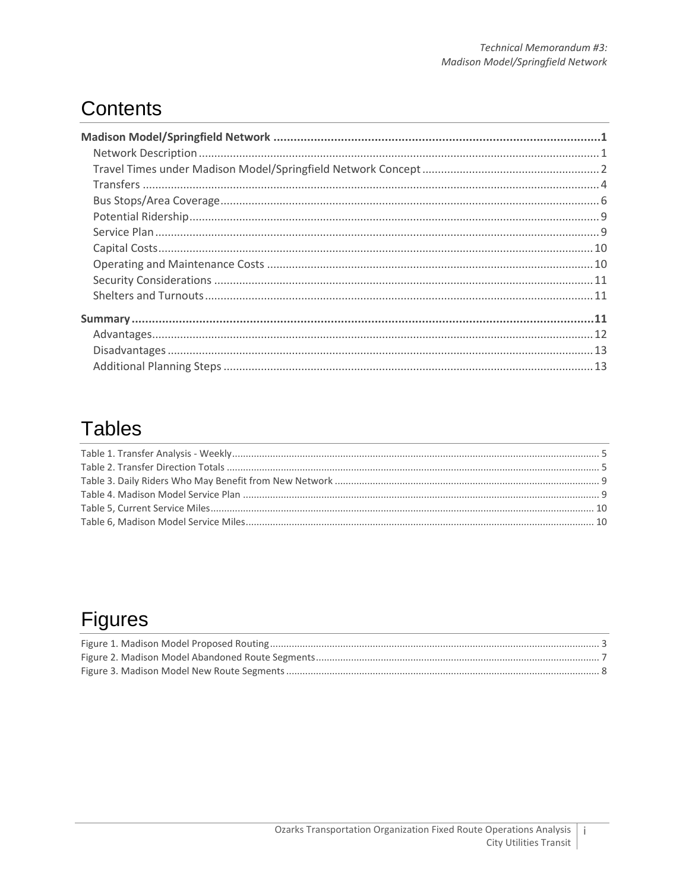# Contents

**Madison Model/Springfield Network** .......... **1**
- Network Description .......... 1
- Travel Times under Madison Model/Springfield Network Concept .......... 2
- Transfers .......... 4
- Bus Stops/Area Coverage .......... 6
- Potential Ridership .......... 9
- Service Plan .......... 9
- Capital Costs .......... 10
- Operating and Maintenance Costs .......... 10
- Security Considerations .......... 11
- Shelters and Turnouts .......... 11

**Summary** .......... **11**
- Advantages .......... 12
- Disadvantages .......... 13
- Additional Planning Steps .......... 13

# Tables

- Table 1. Transfer Analysis - Weekly .......... 5
- Table 2. Transfer Direction Totals .......... 5
- Table 3. Daily Riders Who May Benefit from New Network .......... 9
- Table 4. Madison Model Service Plan .......... 9
- Table 5, Current Service Miles .......... 10
- Table 6, Madison Model Service Miles .......... 10

# Figures

- Figure 1. Madison Model Proposed Routing .......... 3
- Figure 2. Madison Model Abandoned Route Segments .......... 7
- Figure 3. Madison Model New Route Segments .......... 8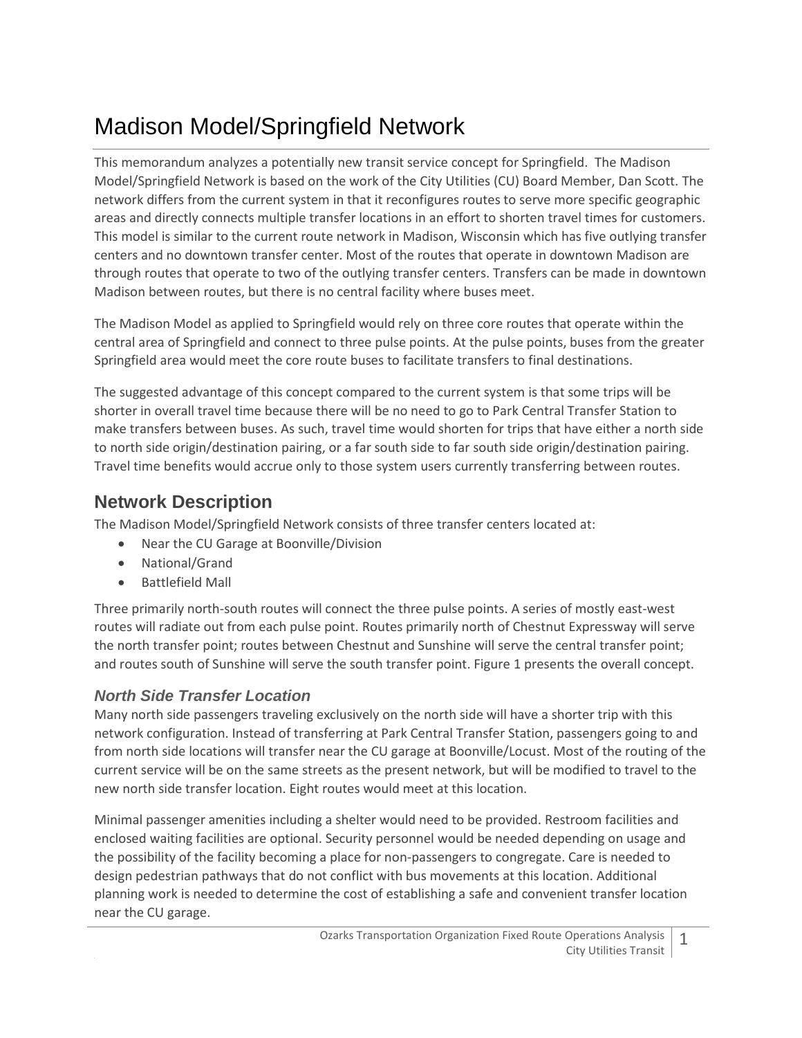# Madison Model/Springfield Network

This memorandum analyzes a potentially new transit service concept for Springfield. The Madison Model/Springfield Network is based on the work of the City Utilities (CU) Board Member, Dan Scott. The network differs from the current system in that it reconfigures routes to serve more specific geographic areas and directly connects multiple transfer locations in an effort to shorten travel times for customers. This model is similar to the current route network in Madison, Wisconsin which has five outlying transfer centers and no downtown transfer center. Most of the routes that operate in downtown Madison are through routes that operate to two of the outlying transfer centers. Transfers can be made in downtown Madison between routes, but there is no central facility where buses meet.

The Madison Model as applied to Springfield would rely on three core routes that operate within the central area of Springfield and connect to three pulse points. At the pulse points, buses from the greater Springfield area would meet the core route buses to facilitate transfers to final destinations.

The suggested advantage of this concept compared to the current system is that some trips will be shorter in overall travel time because there will be no need to go to Park Central Transfer Station to make transfers between buses. As such, travel time would shorten for trips that have either a north side to north side origin/destination pairing, or a far south side to far south side origin/destination pairing. Travel time benefits would accrue only to those system users currently transferring between routes.

## Network Description

The Madison Model/Springfield Network consists of three transfer centers located at:

- Near the CU Garage at Boonville/Division
- National/Grand
- Battlefield Mall

Three primarily north-south routes will connect the three pulse points. A series of mostly east-west routes will radiate out from each pulse point. Routes primarily north of Chestnut Expressway will serve the north transfer point; routes between Chestnut and Sunshine will serve the central transfer point; and routes south of Sunshine will serve the south transfer point. Figure 1 presents the overall concept.

### *North Side Transfer Location*

Many north side passengers traveling exclusively on the north side will have a shorter trip with this network configuration. Instead of transferring at Park Central Transfer Station, passengers going to and from north side locations will transfer near the CU garage at Boonville/Locust. Most of the routing of the current service will be on the same streets as the present network, but will be modified to travel to the new north side transfer location. Eight routes would meet at this location.

Minimal passenger amenities including a shelter would need to be provided. Restroom facilities and enclosed waiting facilities are optional. Security personnel would be needed depending on usage and the possibility of the facility becoming a place for non-passengers to congregate. Care is needed to design pedestrian pathways that do not conflict with bus movements at this location. Additional planning work is needed to determine the cost of establishing a safe and convenient transfer location near the CU garage.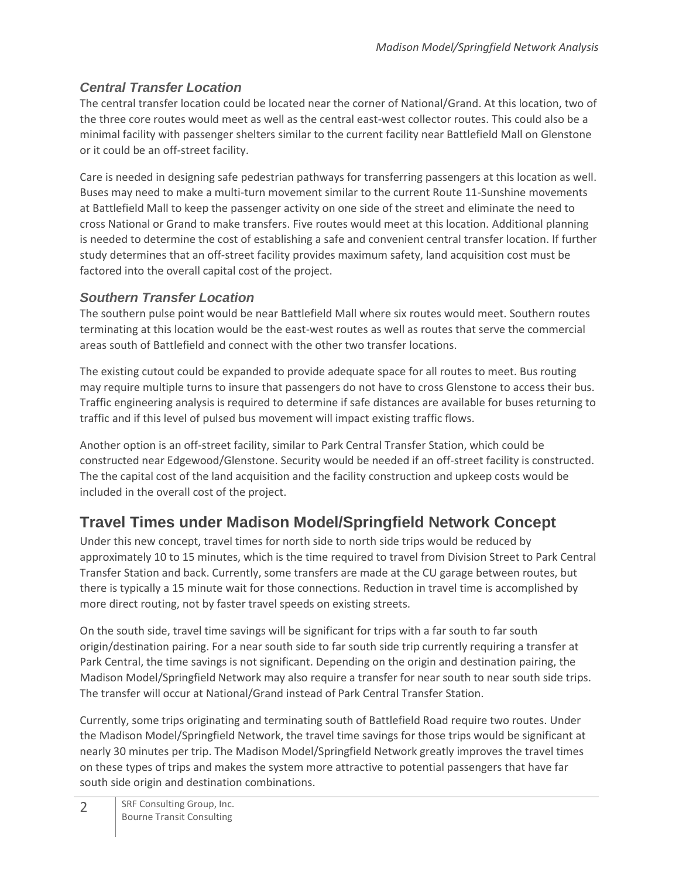### *Central Transfer Location*

The central transfer location could be located near the corner of National/Grand. At this location, two of the three core routes would meet as well as the central east-west collector routes. This could also be a minimal facility with passenger shelters similar to the current facility near Battlefield Mall on Glenstone or it could be an off-street facility.

Care is needed in designing safe pedestrian pathways for transferring passengers at this location as well. Buses may need to make a multi-turn movement similar to the current Route 11-Sunshine movements at Battlefield Mall to keep the passenger activity on one side of the street and eliminate the need to cross National or Grand to make transfers. Five routes would meet at this location. Additional planning is needed to determine the cost of establishing a safe and convenient central transfer location. If further study determines that an off-street facility provides maximum safety, land acquisition cost must be factored into the overall capital cost of the project.

### *Southern Transfer Location*

The southern pulse point would be near Battlefield Mall where six routes would meet. Southern routes terminating at this location would be the east-west routes as well as routes that serve the commercial areas south of Battlefield and connect with the other two transfer locations.

The existing cutout could be expanded to provide adequate space for all routes to meet. Bus routing may require multiple turns to insure that passengers do not have to cross Glenstone to access their bus. Traffic engineering analysis is required to determine if safe distances are available for buses returning to traffic and if this level of pulsed bus movement will impact existing traffic flows.

Another option is an off-street facility, similar to Park Central Transfer Station, which could be constructed near Edgewood/Glenstone. Security would be needed if an off-street facility is constructed. The the capital cost of the land acquisition and the facility construction and upkeep costs would be included in the overall cost of the project.

## Travel Times under Madison Model/Springfield Network Concept

Under this new concept, travel times for north side to north side trips would be reduced by approximately 10 to 15 minutes, which is the time required to travel from Division Street to Park Central Transfer Station and back. Currently, some transfers are made at the CU garage between routes, but there is typically a 15 minute wait for those connections. Reduction in travel time is accomplished by more direct routing, not by faster travel speeds on existing streets.

On the south side, travel time savings will be significant for trips with a far south to far south origin/destination pairing. For a near south side to far south side trip currently requiring a transfer at Park Central, the time savings is not significant. Depending on the origin and destination pairing, the Madison Model/Springfield Network may also require a transfer for near south to near south side trips. The transfer will occur at National/Grand instead of Park Central Transfer Station.

Currently, some trips originating and terminating south of Battlefield Road require two routes. Under the Madison Model/Springfield Network, the travel time savings for those trips would be significant at nearly 30 minutes per trip. The Madison Model/Springfield Network greatly improves the travel times on these types of trips and makes the system more attractive to potential passengers that have far south side origin and destination combinations.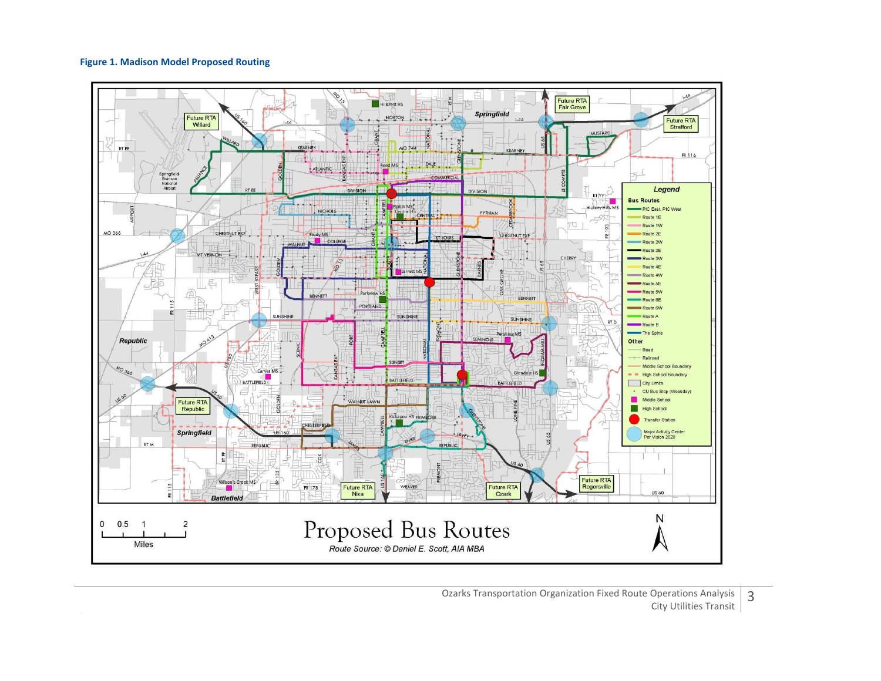**Figure 1. Madison Model Proposed Routing**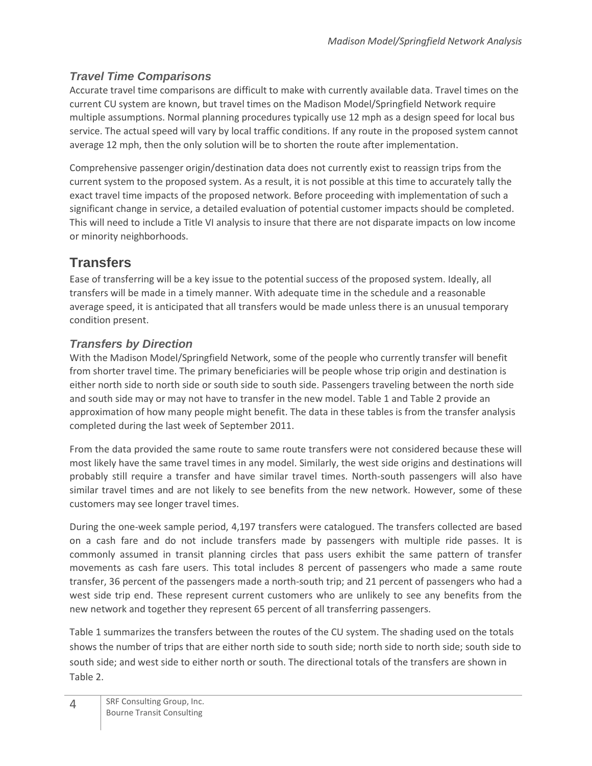### *Travel Time Comparisons*

Accurate travel time comparisons are difficult to make with currently available data. Travel times on the current CU system are known, but travel times on the Madison Model/Springfield Network require multiple assumptions. Normal planning procedures typically use 12 mph as a design speed for local bus service. The actual speed will vary by local traffic conditions. If any route in the proposed system cannot average 12 mph, then the only solution will be to shorten the route after implementation.

Comprehensive passenger origin/destination data does not currently exist to reassign trips from the current system to the proposed system. As a result, it is not possible at this time to accurately tally the exact travel time impacts of the proposed network. Before proceeding with implementation of such a significant change in service, a detailed evaluation of potential customer impacts should be completed. This will need to include a Title VI analysis to insure that there are not disparate impacts on low income or minority neighborhoods.

## Transfers

Ease of transferring will be a key issue to the potential success of the proposed system. Ideally, all transfers will be made in a timely manner. With adequate time in the schedule and a reasonable average speed, it is anticipated that all transfers would be made unless there is an unusual temporary condition present.

### *Transfers by Direction*

With the Madison Model/Springfield Network, some of the people who currently transfer will benefit from shorter travel time. The primary beneficiaries will be people whose trip origin and destination is either north side to north side or south side to south side. Passengers traveling between the north side and south side may or may not have to transfer in the new model. Table 1 and Table 2 provide an approximation of how many people might benefit. The data in these tables is from the transfer analysis completed during the last week of September 2011.

From the data provided the same route to same route transfers were not considered because these will most likely have the same travel times in any model. Similarly, the west side origins and destinations will probably still require a transfer and have similar travel times. North-south passengers will also have similar travel times and are not likely to see benefits from the new network. However, some of these customers may see longer travel times.

During the one-week sample period, 4,197 transfers were catalogued. The transfers collected are based on a cash fare and do not include transfers made by passengers with multiple ride passes. It is commonly assumed in transit planning circles that pass users exhibit the same pattern of transfer movements as cash fare users. This total includes 8 percent of passengers who made a same route transfer, 36 percent of the passengers made a north-south trip; and 21 percent of passengers who had a west side trip end. These represent current customers who are unlikely to see any benefits from the new network and together they represent 65 percent of all transferring passengers.

Table 1 summarizes the transfers between the routes of the CU system. The shading used on the totals shows the number of trips that are either north side to south side; north side to north side; south side to south side; and west side to either north or south. The directional totals of the transfers are shown in Table 2.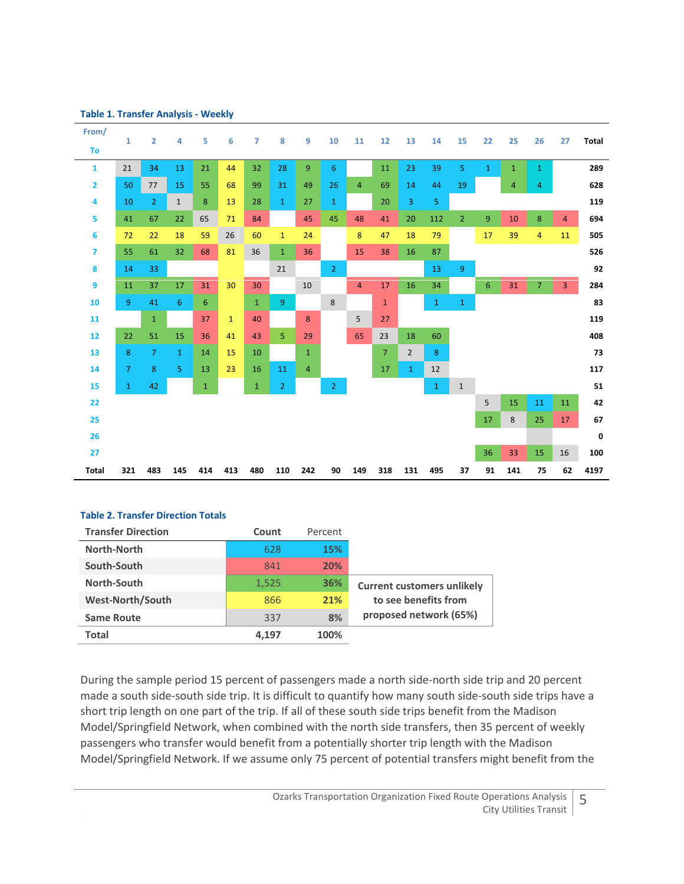**Table 1. Transfer Analysis - Weekly**

| From/ To | 1 | 2 | 4 | 5 | 6 | 7 | 8 | 9 | 10 | 11 | 12 | 13 | 14 | 15 | 22 | 25 | 26 | 27 | Total |
|---|---|---|---|---|---|---|---|---|---|---|---|---|---|---|---|---|---|---|---|
| 1 | 21 | 34 | 13 | 21 | 44 | 32 | 28 | 9 | 6 | | 11 | 23 | 39 | 5 | 1 | 1 | 1 | | 289 |
| 2 | 50 | 77 | 15 | 55 | 68 | 99 | 31 | 49 | 26 | 4 | 69 | 14 | 44 | 19 | | 4 | 4 | | 628 |
| 4 | 10 | 2 | 1 | 8 | 13 | 28 | 1 | 27 | 1 | | 20 | 3 | 5 | | | | | | 119 |
| 5 | 41 | 67 | 22 | 65 | 71 | 84 | | 45 | 45 | 48 | 41 | 20 | 112 | 2 | 9 | 10 | 8 | 4 | 694 |
| 6 | 72 | 22 | 18 | 59 | 26 | 60 | 1 | 24 | | 8 | 47 | 18 | 79 | | 17 | 39 | 4 | 11 | 505 |
| 7 | 55 | 61 | 32 | 68 | 81 | 36 | 1 | 36 | | 15 | 38 | 16 | 87 | | | | | | 526 |
| 8 | 14 | 33 | | | | | 21 | | 2 | | | | 13 | 9 | | | | | 92 |
| 9 | 11 | 37 | 17 | 31 | 30 | 30 | | 10 | | 4 | 17 | 16 | 34 | | 6 | 31 | 7 | 3 | 284 |
| 10 | 9 | 41 | 6 | 6 | | 1 | 9 | | 8 | | 1 | | 1 | 1 | | | | | 83 |
| 11 | | 1 | | 37 | 1 | 40 | | 8 | | 5 | 27 | | | | | | | | 119 |
| 12 | 22 | 51 | 15 | 36 | 41 | 43 | 5 | 29 | | 65 | 23 | 18 | 60 | | | | | | 408 |
| 13 | 8 | 7 | 1 | 14 | 15 | 10 | | 1 | | | 7 | 2 | 8 | | | | | | 73 |
| 14 | 7 | 8 | 5 | 13 | 23 | 16 | 11 | 4 | | | 17 | 1 | 12 | | | | | | 117 |
| 15 | 1 | 42 | | 1 | | 1 | 2 | | 2 | | | | 1 | 1 | | | | | 51 |
| 22 | | | | | | | | | | | | | | | 5 | 15 | 11 | 11 | 42 |
| 25 | | | | | | | | | | | | | | | 17 | 8 | 25 | 17 | 67 |
| 26 | | | | | | | | | | | | | | | | | | | 0 |
| 27 | | | | | | | | | | | | | | | 36 | 33 | 15 | 16 | 100 |
| Total | 321 | 483 | 145 | 414 | 413 | 480 | 110 | 242 | 90 | 149 | 318 | 131 | 495 | 37 | 91 | 141 | 75 | 62 | 4197 |

**Table 2. Transfer Direction Totals**

| Transfer Direction | Count | Percent |
|---|---|---|
| North-North | 628 | 15% |
| South-South | 841 | 20% |
| North-South | 1,525 | 36% |
| West-North/South | 866 | 21% |
| Same Route | 337 | 8% |
| **Total** | **4,197** | **100%** |

Current customers unlikely to see benefits from proposed network (65%)

During the sample period 15 percent of passengers made a north side-north side trip and 20 percent made a south side-south side trip. It is difficult to quantify how many south side-south side trips have a short trip length on one part of the trip. If all of these south side trips benefit from the Madison Model/Springfield Network, when combined with the north side transfers, then 35 percent of weekly passengers who transfer would benefit from a potentially shorter trip length with the Madison Model/Springfield Network. If we assume only 75 percent of potential transfers might benefit from the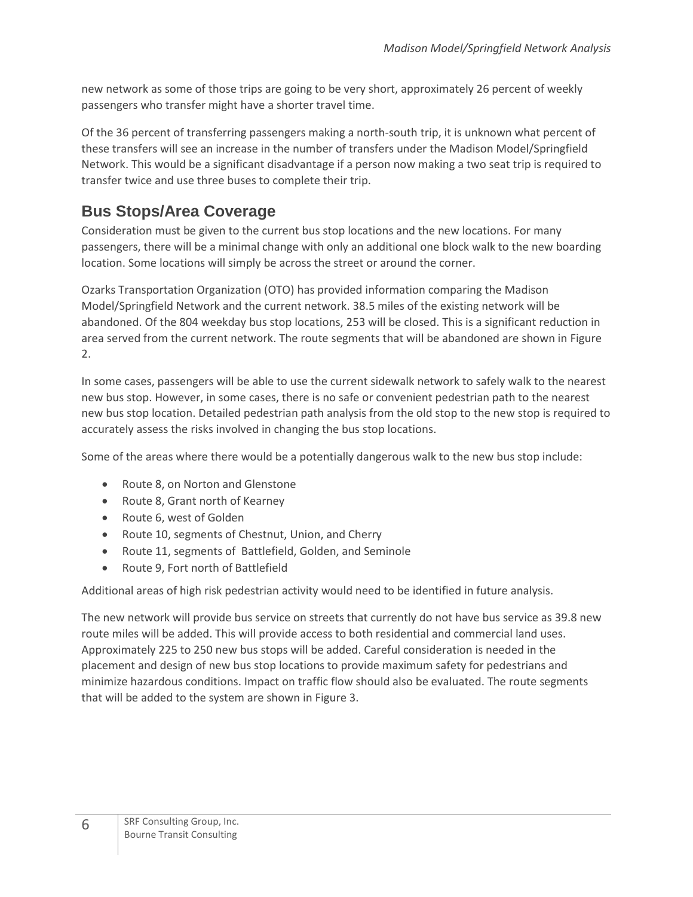new network as some of those trips are going to be very short, approximately 26 percent of weekly passengers who transfer might have a shorter travel time.

Of the 36 percent of transferring passengers making a north-south trip, it is unknown what percent of these transfers will see an increase in the number of transfers under the Madison Model/Springfield Network. This would be a significant disadvantage if a person now making a two seat trip is required to transfer twice and use three buses to complete their trip.

## Bus Stops/Area Coverage

Consideration must be given to the current bus stop locations and the new locations. For many passengers, there will be a minimal change with only an additional one block walk to the new boarding location. Some locations will simply be across the street or around the corner.

Ozarks Transportation Organization (OTO) has provided information comparing the Madison Model/Springfield Network and the current network. 38.5 miles of the existing network will be abandoned. Of the 804 weekday bus stop locations, 253 will be closed. This is a significant reduction in area served from the current network. The route segments that will be abandoned are shown in Figure 2.

In some cases, passengers will be able to use the current sidewalk network to safely walk to the nearest new bus stop. However, in some cases, there is no safe or convenient pedestrian path to the nearest new bus stop location. Detailed pedestrian path analysis from the old stop to the new stop is required to accurately assess the risks involved in changing the bus stop locations.

Some of the areas where there would be a potentially dangerous walk to the new bus stop include:

- Route 8, on Norton and Glenstone
- Route 8, Grant north of Kearney
- Route 6, west of Golden
- Route 10, segments of Chestnut, Union, and Cherry
- Route 11, segments of Battlefield, Golden, and Seminole
- Route 9, Fort north of Battlefield

Additional areas of high risk pedestrian activity would need to be identified in future analysis.

The new network will provide bus service on streets that currently do not have bus service as 39.8 new route miles will be added. This will provide access to both residential and commercial land uses. Approximately 225 to 250 new bus stops will be added. Careful consideration is needed in the placement and design of new bus stop locations to provide maximum safety for pedestrians and minimize hazardous conditions. Impact on traffic flow should also be evaluated. The route segments that will be added to the system are shown in Figure 3.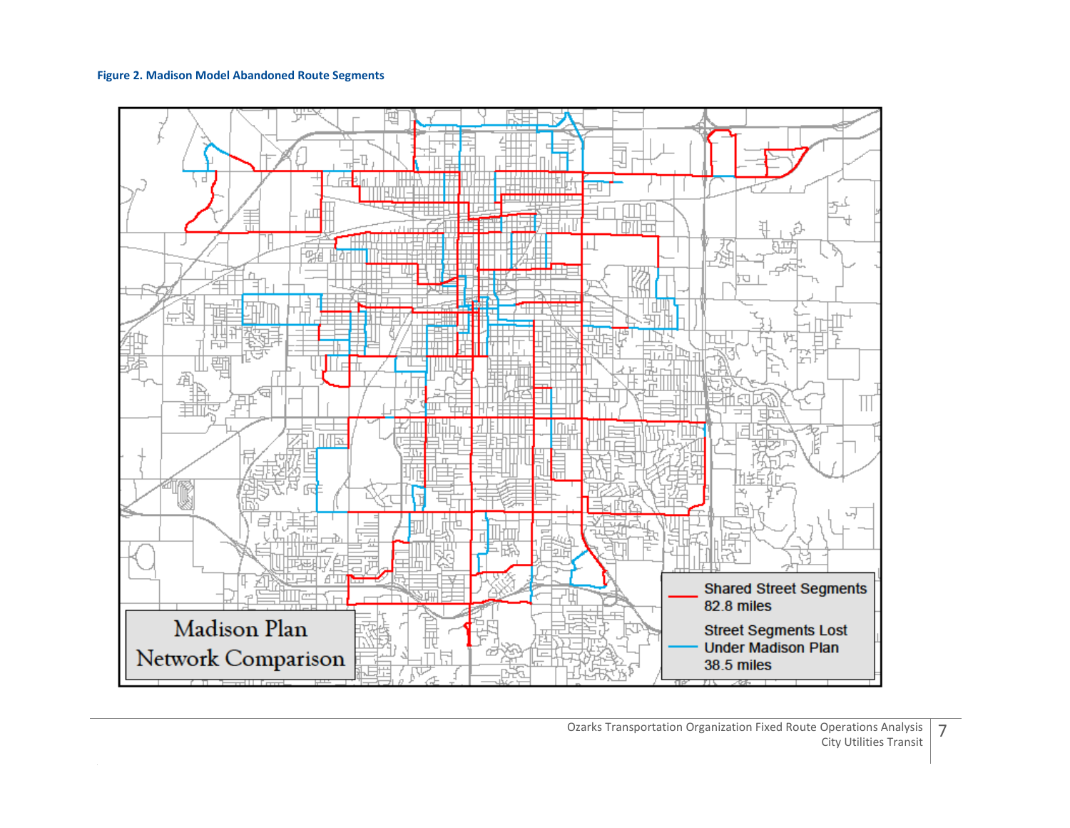**Figure 2. Madison Model Abandoned Route Segments**

Madison Plan Network Comparison

Shared Street Segments 82.8 miles

Street Segments Lost Under Madison Plan 38.5 miles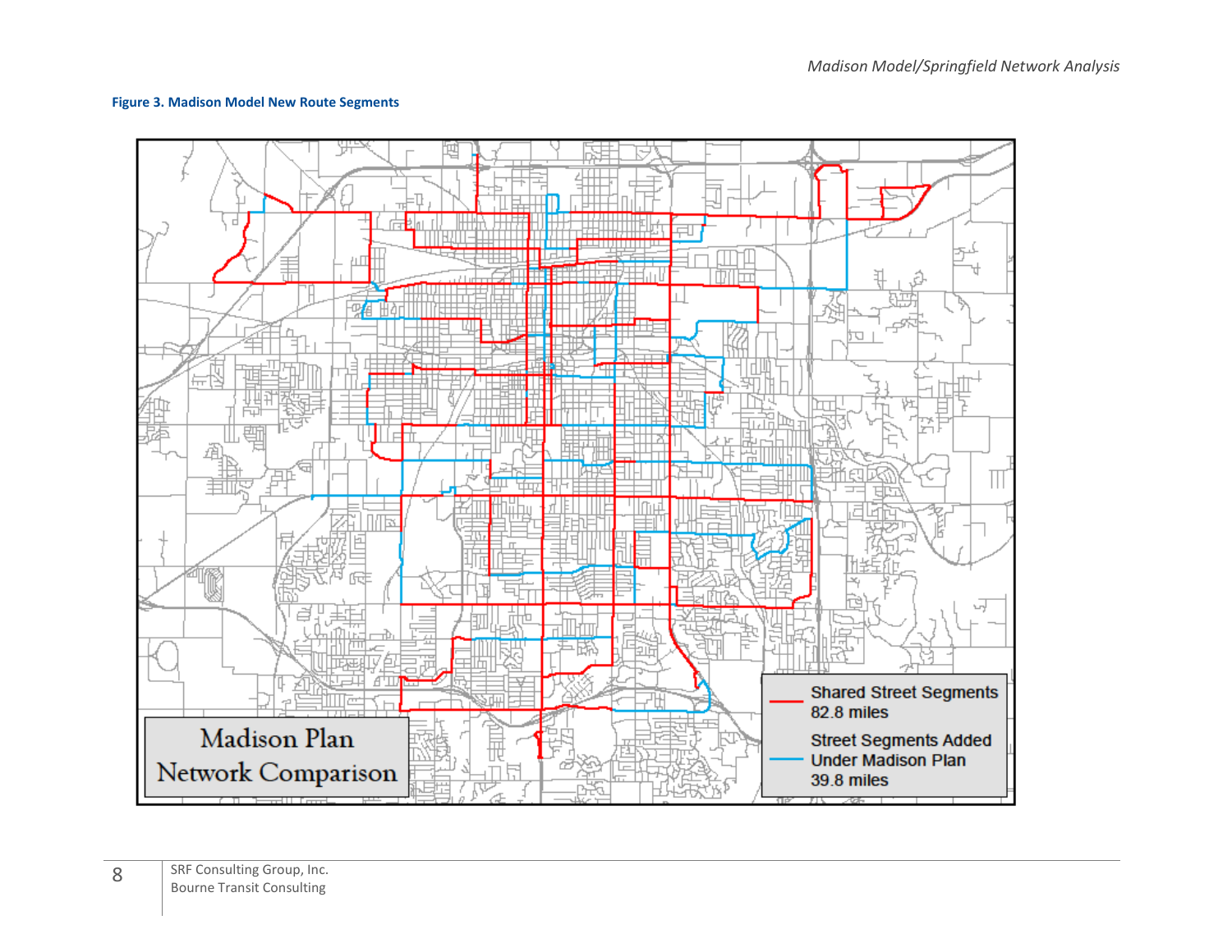**Figure 3. Madison Model New Route Segments**

Madison Plan Network Comparison

Shared Street Segments 82.8 miles

Street Segments Added Under Madison Plan 39.8 miles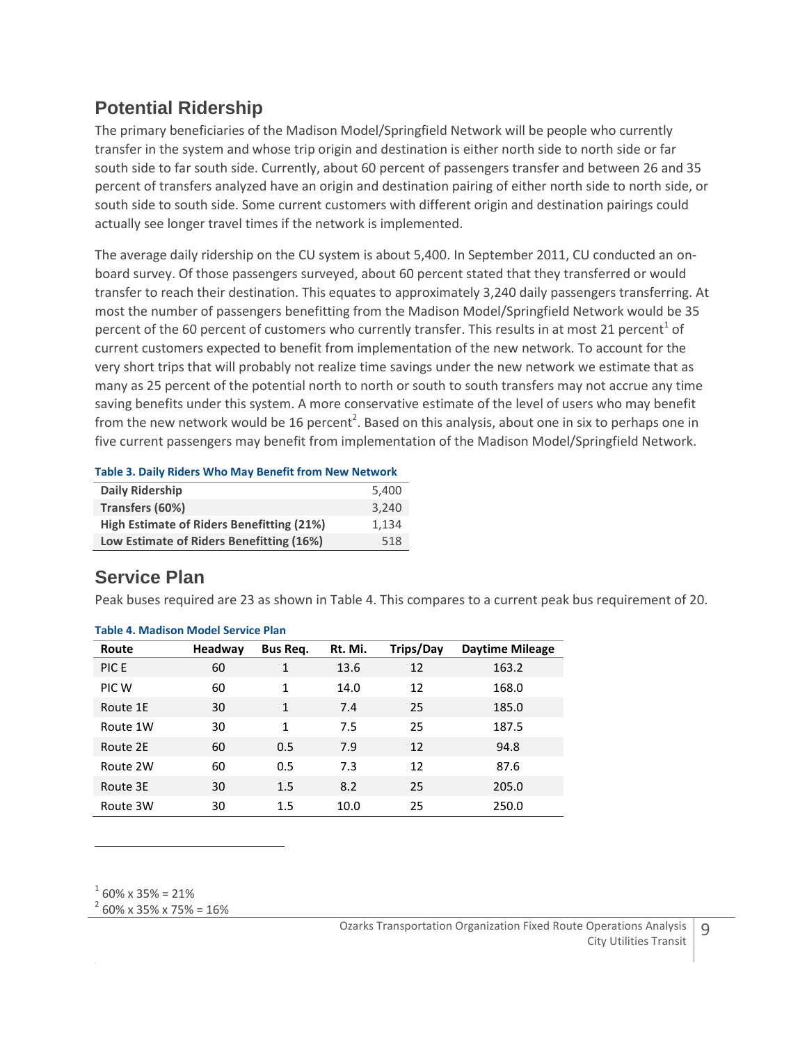## Potential Ridership

The primary beneficiaries of the Madison Model/Springfield Network will be people who currently transfer in the system and whose trip origin and destination is either north side to north side or far south side to far south side. Currently, about 60 percent of passengers transfer and between 26 and 35 percent of transfers analyzed have an origin and destination pairing of either north side to north side, or south side to south side. Some current customers with different origin and destination pairings could actually see longer travel times if the network is implemented.

The average daily ridership on the CU system is about 5,400. In September 2011, CU conducted an on-board survey. Of those passengers surveyed, about 60 percent stated that they transferred or would transfer to reach their destination. This equates to approximately 3,240 daily passengers transferring. At most the number of passengers benefitting from the Madison Model/Springfield Network would be 35 percent of the 60 percent of customers who currently transfer. This results in at most 21 percent[1] of current customers expected to benefit from implementation of the new network. To account for the very short trips that will probably not realize time savings under the new network we estimate that as many as 25 percent of the potential north to north or south to south transfers may not accrue any time saving benefits under this system. A more conservative estimate of the level of users who may benefit from the new network would be 16 percent[2]. Based on this analysis, about one in six to perhaps one in five current passengers may benefit from implementation of the Madison Model/Springfield Network.

**Table 3. Daily Riders Who May Benefit from New Network**

| | |
|---|---|
| **Daily Ridership** | 5,400 |
| **Transfers (60%)** | 3,240 |
| **High Estimate of Riders Benefitting (21%)** | 1,134 |
| **Low Estimate of Riders Benefitting (16%)** | 518 |

## Service Plan

Peak buses required are 23 as shown in Table 4. This compares to a current peak bus requirement of 20.

**Table 4. Madison Model Service Plan**

| Route | Headway | Bus Req. | Rt. Mi. | Trips/Day | Daytime Mileage |
|---|---|---|---|---|---|
| PIC E | 60 | 1 | 13.6 | 12 | 163.2 |
| PIC W | 60 | 1 | 14.0 | 12 | 168.0 |
| Route 1E | 30 | 1 | 7.4 | 25 | 185.0 |
| Route 1W | 30 | 1 | 7.5 | 25 | 187.5 |
| Route 2E | 60 | 0.5 | 7.9 | 12 | 94.8 |
| Route 2W | 60 | 0.5 | 7.3 | 12 | 87.6 |
| Route 3E | 30 | 1.5 | 8.2 | 25 | 205.0 |
| Route 3W | 30 | 1.5 | 10.0 | 25 | 250.0 |

[1] 60% x 35% = 21%

[2] 60% x 35% x 75% = 16%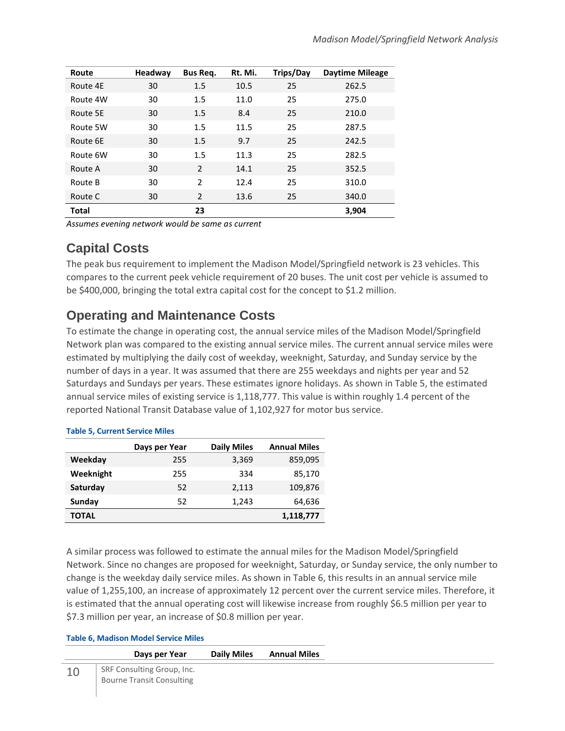| Route | Headway | Bus Req. | Rt. Mi. | Trips/Day | Daytime Mileage |
|---|---|---|---|---|---|
| Route 4E | 30 | 1.5 | 10.5 | 25 | 262.5 |
| Route 4W | 30 | 1.5 | 11.0 | 25 | 275.0 |
| Route 5E | 30 | 1.5 | 8.4 | 25 | 210.0 |
| Route 5W | 30 | 1.5 | 11.5 | 25 | 287.5 |
| Route 6E | 30 | 1.5 | 9.7 | 25 | 242.5 |
| Route 6W | 30 | 1.5 | 11.3 | 25 | 282.5 |
| Route A | 30 | 2 | 14.1 | 25 | 352.5 |
| Route B | 30 | 2 | 12.4 | 25 | 310.0 |
| Route C | 30 | 2 | 13.6 | 25 | 340.0 |
| **Total** | | **23** | | | **3,904** |

*Assumes evening network would be same as current*

## Capital Costs

The peak bus requirement to implement the Madison Model/Springfield network is 23 vehicles. This compares to the current peek vehicle requirement of 20 buses. The unit cost per vehicle is assumed to be $400,000, bringing the total extra capital cost for the concept to $1.2 million.

## Operating and Maintenance Costs

To estimate the change in operating cost, the annual service miles of the Madison Model/Springfield Network plan was compared to the existing annual service miles. The current annual service miles were estimated by multiplying the daily cost of weekday, weeknight, Saturday, and Sunday service by the number of days in a year. It was assumed that there are 255 weekdays and nights per year and 52 Saturdays and Sundays per years. These estimates ignore holidays. As shown in Table 5, the estimated annual service miles of existing service is 1,118,777. This value is within roughly 1.4 percent of the reported National Transit Database value of 1,102,927 for motor bus service.

**Table 5, Current Service Miles**

| | Days per Year | Daily Miles | Annual Miles |
|---|---|---|---|
| **Weekday** | 255 | 3,369 | 859,095 |
| **Weeknight** | 255 | 334 | 85,170 |
| **Saturday** | 52 | 2,113 | 109,876 |
| **Sunday** | 52 | 1,243 | 64,636 |
| **TOTAL** | | | **1,118,777** |

A similar process was followed to estimate the annual miles for the Madison Model/Springfield Network. Since no changes are proposed for weeknight, Saturday, or Sunday service, the only number to change is the weekday daily service miles. As shown in Table 6, this results in an annual service mile value of 1,255,100, an increase of approximately 12 percent over the current service miles. Therefore, it is estimated that the annual operating cost will likewise increase from roughly $6.5 million per year to $7.3 million per year, an increase of $0.8 million per year.

**Table 6, Madison Model Service Miles**

| | Days per Year | Daily Miles | Annual Miles |
|---|---|---|---|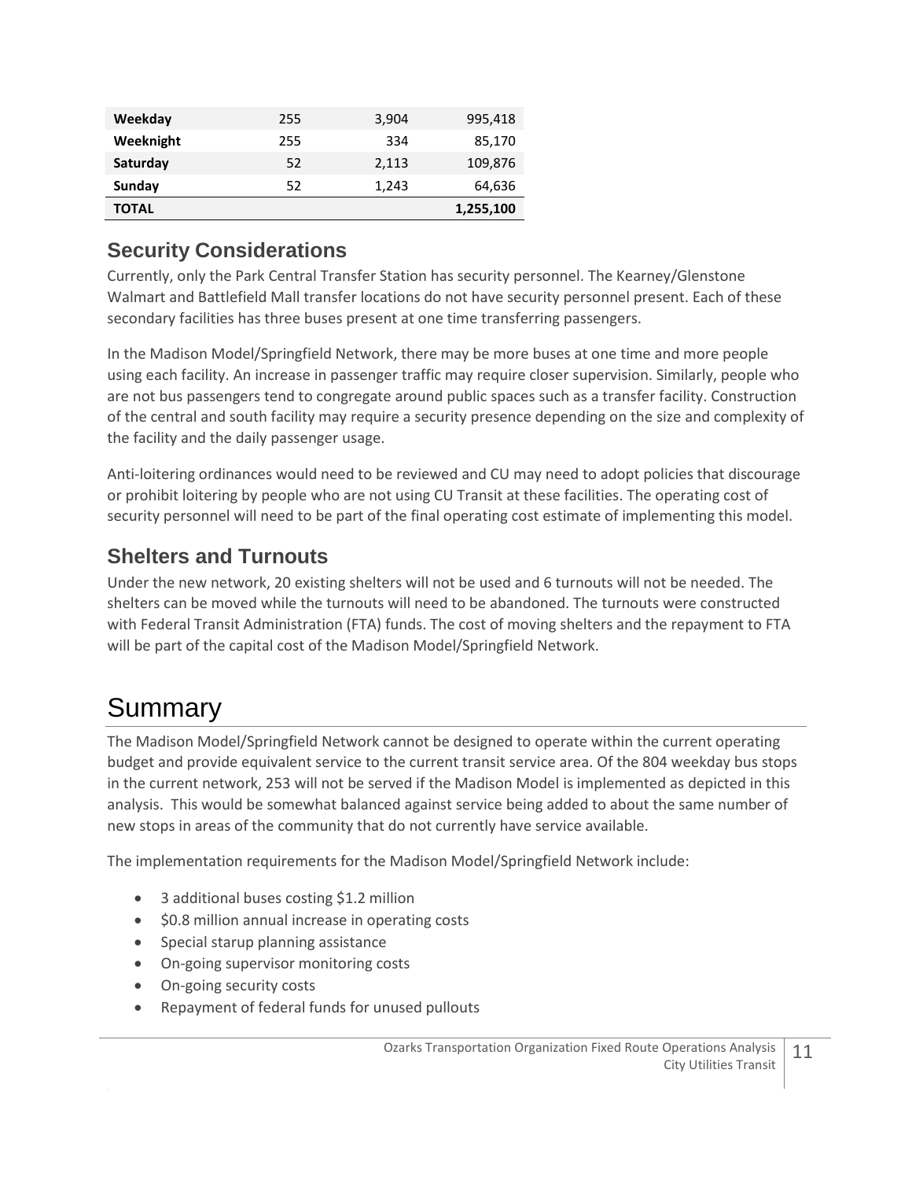| | | | |
|---|---|---|---|
| **Weekday** | 255 | 3,904 | 995,418 |
| **Weeknight** | 255 | 334 | 85,170 |
| **Saturday** | 52 | 2,113 | 109,876 |
| **Sunday** | 52 | 1,243 | 64,636 |
| **TOTAL** | | | **1,255,100** |

## Security Considerations

Currently, only the Park Central Transfer Station has security personnel. The Kearney/Glenstone Walmart and Battlefield Mall transfer locations do not have security personnel present. Each of these secondary facilities has three buses present at one time transferring passengers.

In the Madison Model/Springfield Network, there may be more buses at one time and more people using each facility. An increase in passenger traffic may require closer supervision. Similarly, people who are not bus passengers tend to congregate around public spaces such as a transfer facility. Construction of the central and south facility may require a security presence depending on the size and complexity of the facility and the daily passenger usage.

Anti-loitering ordinances would need to be reviewed and CU may need to adopt policies that discourage or prohibit loitering by people who are not using CU Transit at these facilities. The operating cost of security personnel will need to be part of the final operating cost estimate of implementing this model.

## Shelters and Turnouts

Under the new network, 20 existing shelters will not be used and 6 turnouts will not be needed. The shelters can be moved while the turnouts will need to be abandoned. The turnouts were constructed with Federal Transit Administration (FTA) funds. The cost of moving shelters and the repayment to FTA will be part of the capital cost of the Madison Model/Springfield Network.

# Summary

The Madison Model/Springfield Network cannot be designed to operate within the current operating budget and provide equivalent service to the current transit service area. Of the 804 weekday bus stops in the current network, 253 will not be served if the Madison Model is implemented as depicted in this analysis. This would be somewhat balanced against service being added to about the same number of new stops in areas of the community that do not currently have service available.

The implementation requirements for the Madison Model/Springfield Network include:

- 3 additional buses costing $1.2 million
- $0.8 million annual increase in operating costs
- Special starup planning assistance
- On-going supervisor monitoring costs
- On-going security costs
- Repayment of federal funds for unused pullouts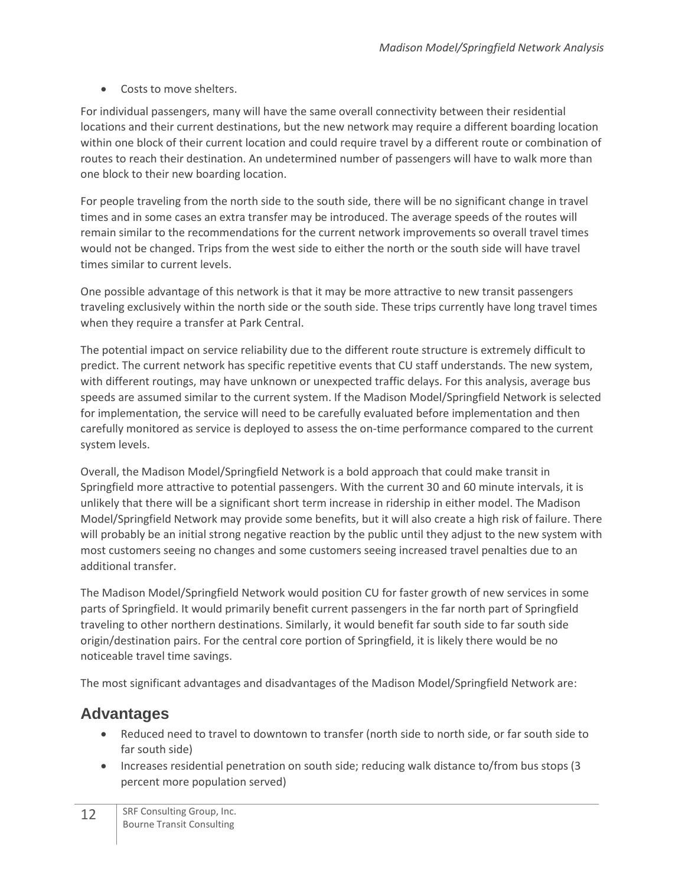- Costs to move shelters.

For individual passengers, many will have the same overall connectivity between their residential locations and their current destinations, but the new network may require a different boarding location within one block of their current location and could require travel by a different route or combination of routes to reach their destination. An undetermined number of passengers will have to walk more than one block to their new boarding location.

For people traveling from the north side to the south side, there will be no significant change in travel times and in some cases an extra transfer may be introduced. The average speeds of the routes will remain similar to the recommendations for the current network improvements so overall travel times would not be changed. Trips from the west side to either the north or the south side will have travel times similar to current levels.

One possible advantage of this network is that it may be more attractive to new transit passengers traveling exclusively within the north side or the south side. These trips currently have long travel times when they require a transfer at Park Central.

The potential impact on service reliability due to the different route structure is extremely difficult to predict. The current network has specific repetitive events that CU staff understands. The new system, with different routings, may have unknown or unexpected traffic delays. For this analysis, average bus speeds are assumed similar to the current system. If the Madison Model/Springfield Network is selected for implementation, the service will need to be carefully evaluated before implementation and then carefully monitored as service is deployed to assess the on-time performance compared to the current system levels.

Overall, the Madison Model/Springfield Network is a bold approach that could make transit in Springfield more attractive to potential passengers. With the current 30 and 60 minute intervals, it is unlikely that there will be a significant short term increase in ridership in either model. The Madison Model/Springfield Network may provide some benefits, but it will also create a high risk of failure. There will probably be an initial strong negative reaction by the public until they adjust to the new system with most customers seeing no changes and some customers seeing increased travel penalties due to an additional transfer.

The Madison Model/Springfield Network would position CU for faster growth of new services in some parts of Springfield. It would primarily benefit current passengers in the far north part of Springfield traveling to other northern destinations. Similarly, it would benefit far south side to far south side origin/destination pairs. For the central core portion of Springfield, it is likely there would be no noticeable travel time savings.

The most significant advantages and disadvantages of the Madison Model/Springfield Network are:

## Advantages

- Reduced need to travel to downtown to transfer (north side to north side, or far south side to far south side)
- Increases residential penetration on south side; reducing walk distance to/from bus stops (3 percent more population served)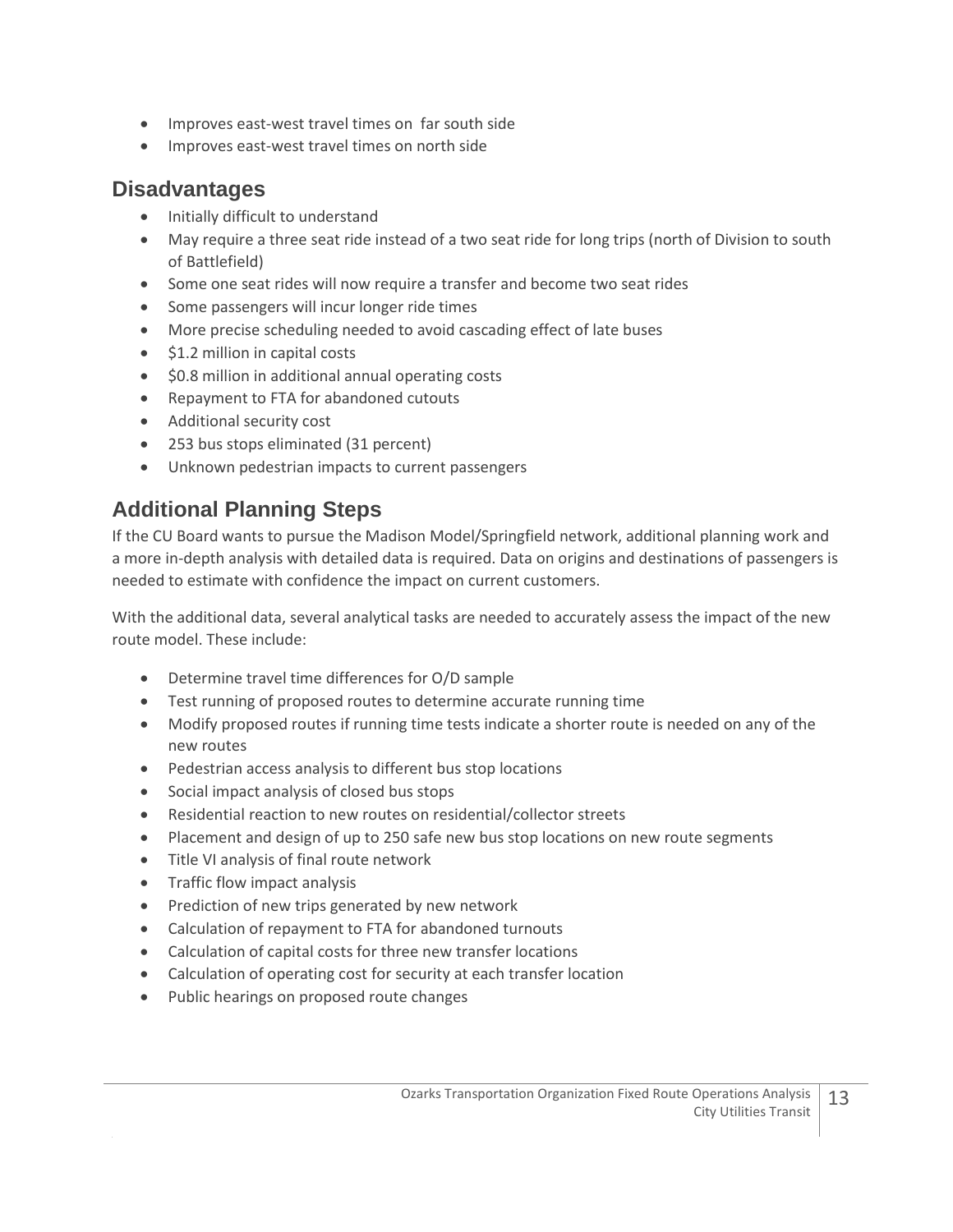- Improves east-west travel times on far south side
- Improves east-west travel times on north side

## Disadvantages

- Initially difficult to understand
- May require a three seat ride instead of a two seat ride for long trips (north of Division to south of Battlefield)
- Some one seat rides will now require a transfer and become two seat rides
- Some passengers will incur longer ride times
- More precise scheduling needed to avoid cascading effect of late buses
- $1.2 million in capital costs
- $0.8 million in additional annual operating costs
- Repayment to FTA for abandoned cutouts
- Additional security cost
- 253 bus stops eliminated (31 percent)
- Unknown pedestrian impacts to current passengers

## Additional Planning Steps

If the CU Board wants to pursue the Madison Model/Springfield network, additional planning work and a more in-depth analysis with detailed data is required. Data on origins and destinations of passengers is needed to estimate with confidence the impact on current customers.

With the additional data, several analytical tasks are needed to accurately assess the impact of the new route model. These include:

- Determine travel time differences for O/D sample
- Test running of proposed routes to determine accurate running time
- Modify proposed routes if running time tests indicate a shorter route is needed on any of the new routes
- Pedestrian access analysis to different bus stop locations
- Social impact analysis of closed bus stops
- Residential reaction to new routes on residential/collector streets
- Placement and design of up to 250 safe new bus stop locations on new route segments
- Title VI analysis of final route network
- Traffic flow impact analysis
- Prediction of new trips generated by new network
- Calculation of repayment to FTA for abandoned turnouts
- Calculation of capital costs for three new transfer locations
- Calculation of operating cost for security at each transfer location
- Public hearings on proposed route changes